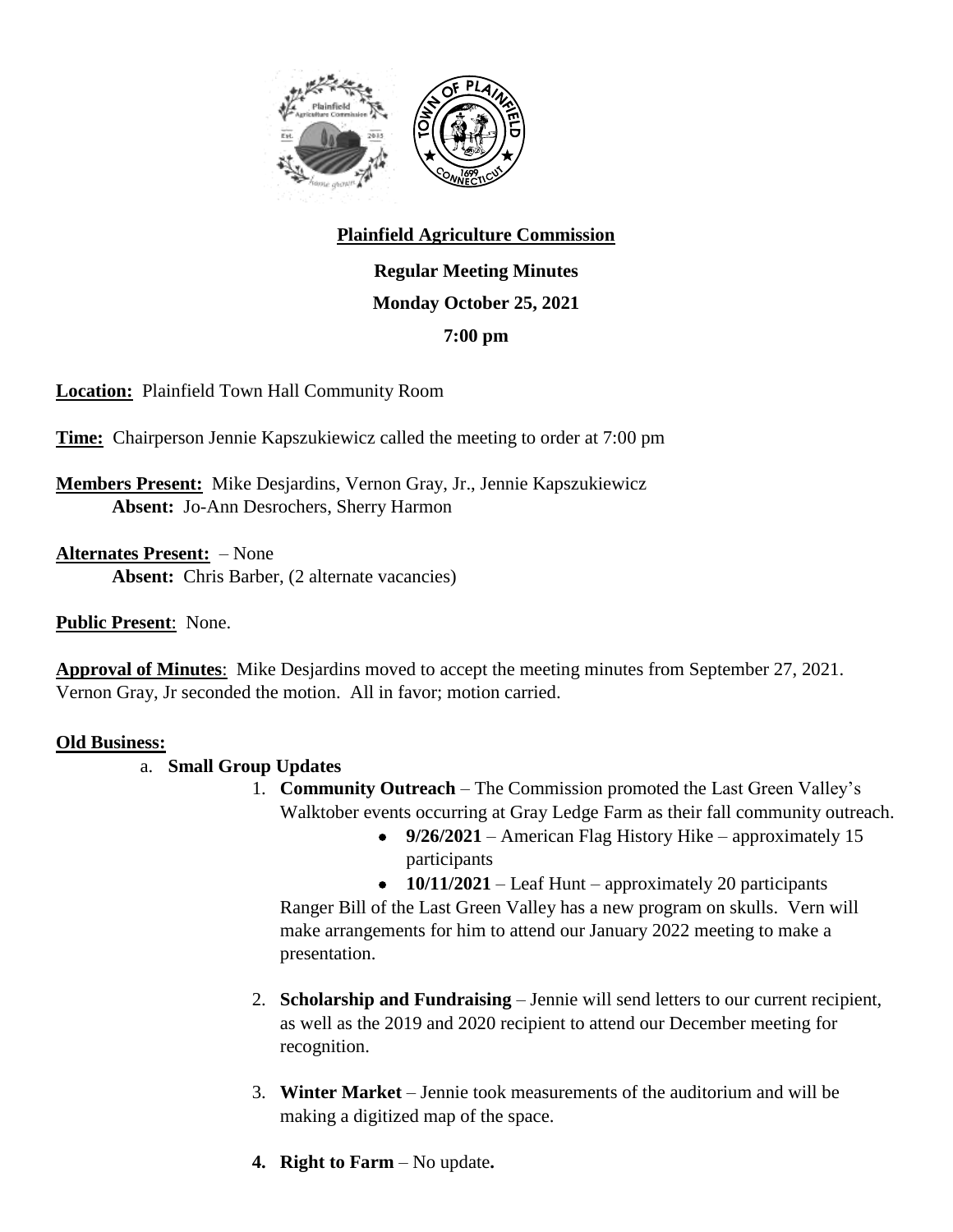**Plainfield Agriculture Commission**

**Regular Meeting Minutes**

**Monday October 25, 2021**

**7:00 pm**

**Location:** Plainfield Town Hall Community Room

**Time:** Chairperson Jennie Kapszukiewicz called the meeting to order at 7:00 pm

**Members Present:** Mike Desjardins, Vernon Gray, Jr., Jennie Kapszukiewicz
**Absent:** Jo-Ann Desrochers, Sherry Harmon

**Alternates Present:** – None
**Absent:** Chris Barber, (2 alternate vacancies)

**Public Present**: None.

**Approval of Minutes**: Mike Desjardins moved to accept the meeting minutes from September 27, 2021. Vernon Gray, Jr seconded the motion. All in favor; motion carried.

**Old Business:**

a. **Small Group Updates**

1. **Community Outreach** – The Commission promoted the Last Green Valley's Walktober events occurring at Gray Ledge Farm as their fall community outreach.
   - **9/26/2021** – American Flag History Hike – approximately 15 participants
   - **10/11/2021** – Leaf Hunt – approximately 20 participants

   Ranger Bill of the Last Green Valley has a new program on skulls. Vern will make arrangements for him to attend our January 2022 meeting to make a presentation.

2. **Scholarship and Fundraising** – Jennie will send letters to our current recipient, as well as the 2019 and 2020 recipient to attend our December meeting for recognition.

3. **Winter Market** – Jennie took measurements of the auditorium and will be making a digitized map of the space.

4. **Right to Farm** – No update**.**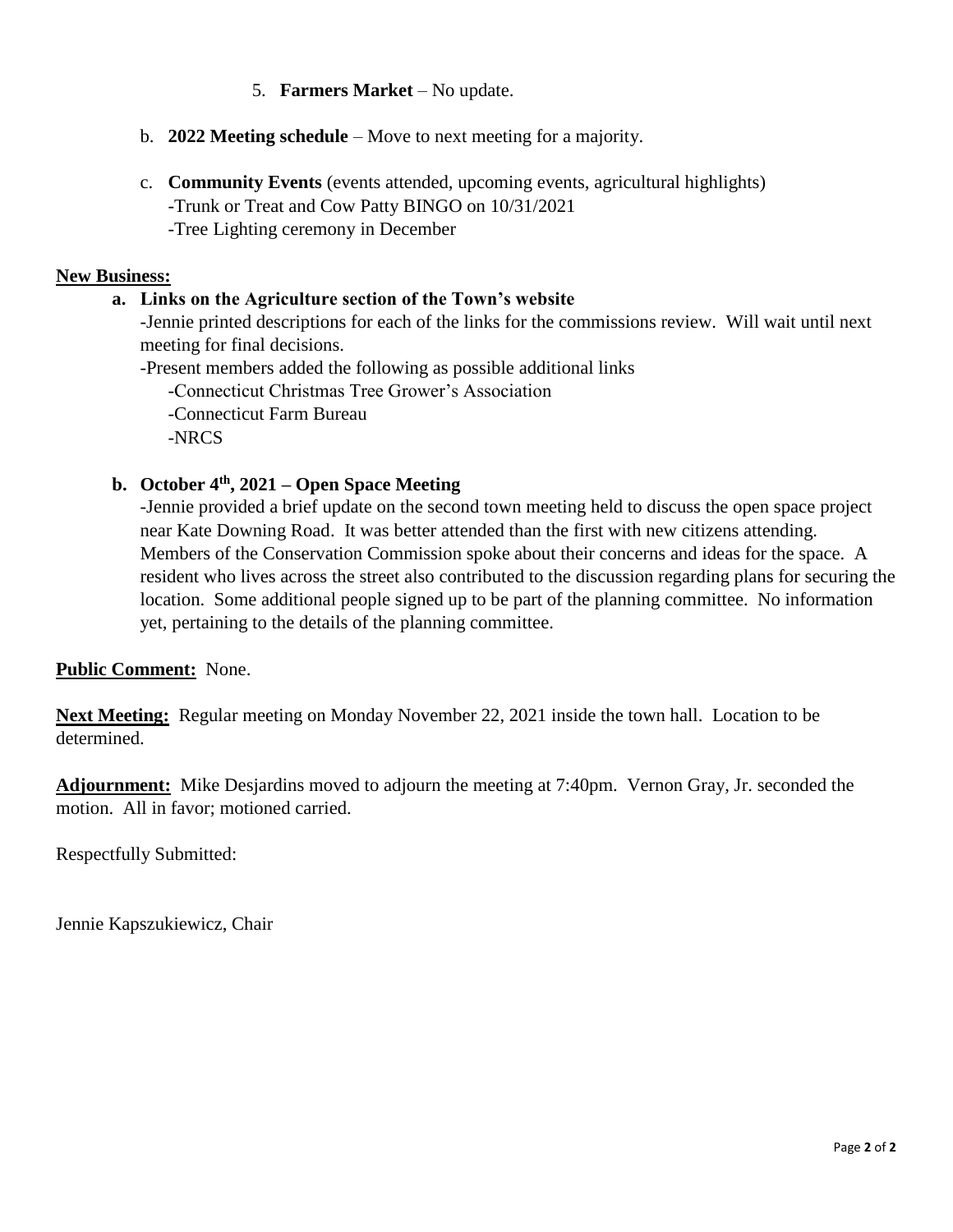5. **Farmers Market** – No update.

b. **2022 Meeting schedule** – Move to next meeting for a majority.

c. **Community Events** (events attended, upcoming events, agricultural highlights)
-Trunk or Treat and Cow Patty BINGO on 10/31/2021
-Tree Lighting ceremony in December

**New Business:**

**a. Links on the Agriculture section of the Town's website**

-Jennie printed descriptions for each of the links for the commissions review. Will wait until next meeting for final decisions.

-Present members added the following as possible additional links
- -Connecticut Christmas Tree Grower's Association
- -Connecticut Farm Bureau
- -NRCS

**b. October 4th, 2021 – Open Space Meeting**

-Jennie provided a brief update on the second town meeting held to discuss the open space project near Kate Downing Road. It was better attended than the first with new citizens attending. Members of the Conservation Commission spoke about their concerns and ideas for the space. A resident who lives across the street also contributed to the discussion regarding plans for securing the location. Some additional people signed up to be part of the planning committee. No information yet, pertaining to the details of the planning committee.

**Public Comment:** None.

**Next Meeting:** Regular meeting on Monday November 22, 2021 inside the town hall. Location to be determined.

**Adjournment:** Mike Desjardins moved to adjourn the meeting at 7:40pm. Vernon Gray, Jr. seconded the motion. All in favor; motioned carried.

Respectfully Submitted:

Jennie Kapszukiewicz, Chair